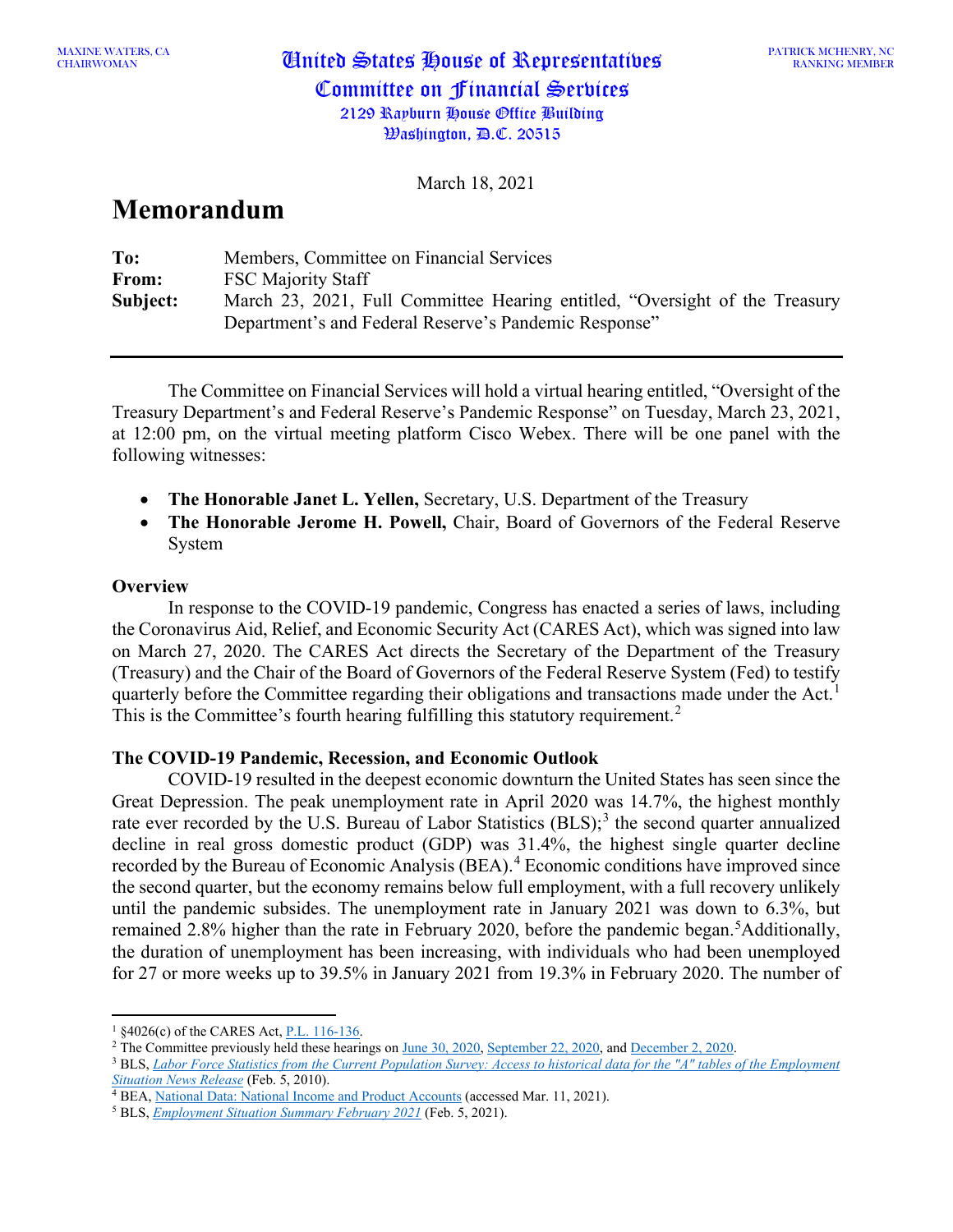MAXINE WATERS, CA
CHAIRWOMAN

# United States House of Representatives
## Committee on Financial Services
2129 Rayburn House Office Building
Washington, D.C. 20515

PATRICK MCHENRY, NC
RANKING MEMBER

March 18, 2021

# Memorandum

**To:** Members, Committee on Financial Services
**From:** FSC Majority Staff
**Subject:** March 23, 2021, Full Committee Hearing entitled, "Oversight of the Treasury Department's and Federal Reserve's Pandemic Response"

---

The Committee on Financial Services will hold a virtual hearing entitled, "Oversight of the Treasury Department's and Federal Reserve's Pandemic Response" on Tuesday, March 23, 2021, at 12:00 pm, on the virtual meeting platform Cisco Webex. There will be one panel with the following witnesses:

- **The Honorable Janet L. Yellen,** Secretary, U.S. Department of the Treasury
- **The Honorable Jerome H. Powell,** Chair, Board of Governors of the Federal Reserve System

**Overview**

In response to the COVID-19 pandemic, Congress has enacted a series of laws, including the Coronavirus Aid, Relief, and Economic Security Act (CARES Act), which was signed into law on March 27, 2020. The CARES Act directs the Secretary of the Department of the Treasury (Treasury) and the Chair of the Board of Governors of the Federal Reserve System (Fed) to testify quarterly before the Committee regarding their obligations and transactions made under the Act.[1] This is the Committee's fourth hearing fulfilling this statutory requirement.[2]

**The COVID-19 Pandemic, Recession, and Economic Outlook**

COVID-19 resulted in the deepest economic downturn the United States has seen since the Great Depression. The peak unemployment rate in April 2020 was 14.7%, the highest monthly rate ever recorded by the U.S. Bureau of Labor Statistics (BLS);[3] the second quarter annualized decline in real gross domestic product (GDP) was 31.4%, the highest single quarter decline recorded by the Bureau of Economic Analysis (BEA).[4] Economic conditions have improved since the second quarter, but the economy remains below full employment, with a full recovery unlikely until the pandemic subsides. The unemployment rate in January 2021 was down to 6.3%, but remained 2.8% higher than the rate in February 2020, before the pandemic began.[5] Additionally, the duration of unemployment has been increasing, with individuals who had been unemployed for 27 or more weeks up to 39.5% in January 2021 from 19.3% in February 2020. The number of

---

[1] §4026(c) of the CARES Act, P.L. 116-136.
[2] The Committee previously held these hearings on June 30, 2020, September 22, 2020, and December 2, 2020.
[3] BLS, *Labor Force Statistics from the Current Population Survey: Access to historical data for the "A" tables of the Employment Situation News Release* (Feb. 5, 2010).
[4] BEA, National Data: National Income and Product Accounts (accessed Mar. 11, 2021).
[5] BLS, *Employment Situation Summary February 2021* (Feb. 5, 2021).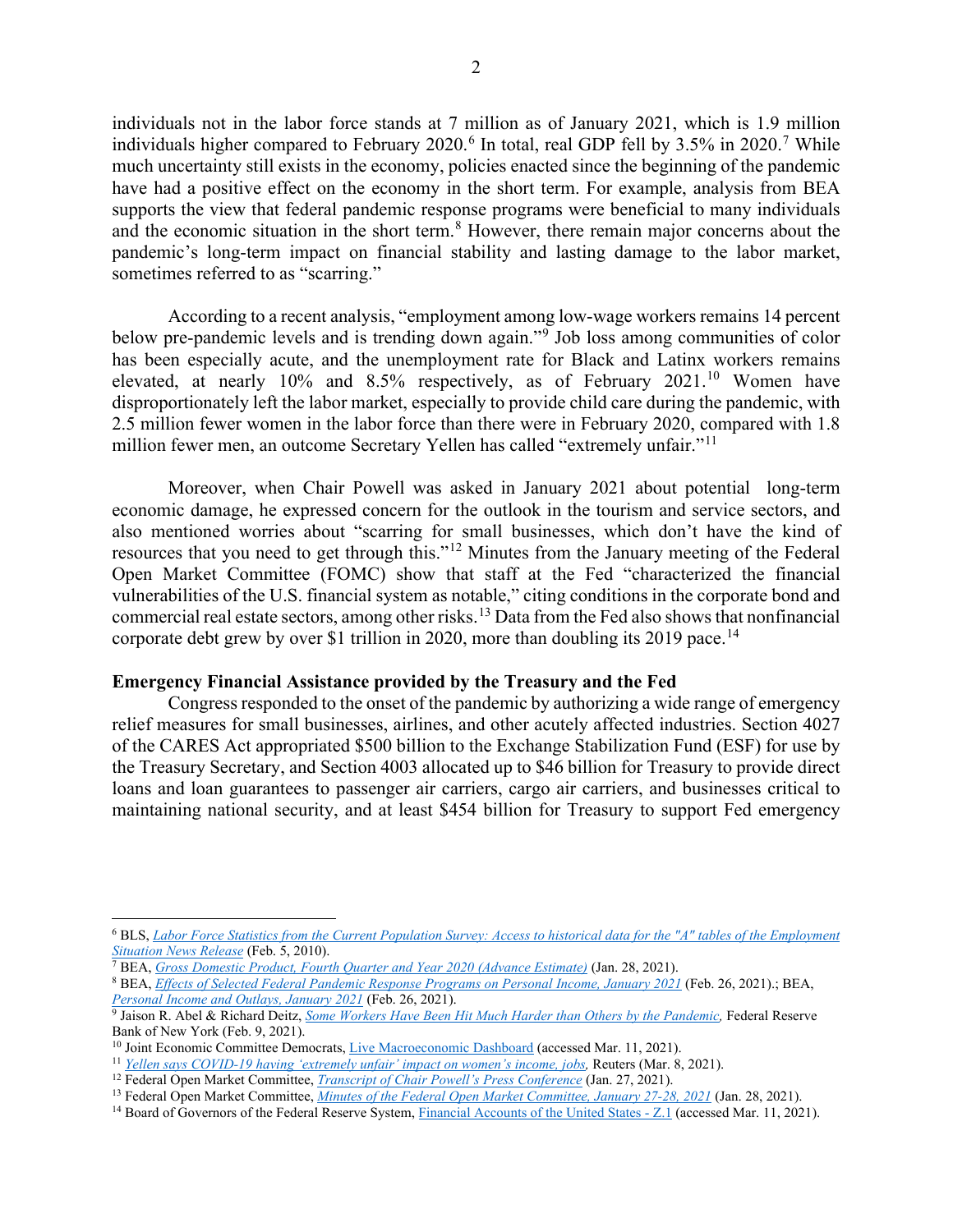individuals not in the labor force stands at 7 million as of January 2021, which is 1.9 million individuals higher compared to February 2020.[6] In total, real GDP fell by 3.5% in 2020.[7] While much uncertainty still exists in the economy, policies enacted since the beginning of the pandemic have had a positive effect on the economy in the short term. For example, analysis from BEA supports the view that federal pandemic response programs were beneficial to many individuals and the economic situation in the short term.[8] However, there remain major concerns about the pandemic's long-term impact on financial stability and lasting damage to the labor market, sometimes referred to as "scarring."

According to a recent analysis, "employment among low-wage workers remains 14 percent below pre-pandemic levels and is trending down again."[9] Job loss among communities of color has been especially acute, and the unemployment rate for Black and Latinx workers remains elevated, at nearly 10% and 8.5% respectively, as of February 2021.[10] Women have disproportionately left the labor market, especially to provide child care during the pandemic, with 2.5 million fewer women in the labor force than there were in February 2020, compared with 1.8 million fewer men, an outcome Secretary Yellen has called "extremely unfair."[11]

Moreover, when Chair Powell was asked in January 2021 about potential long-term economic damage, he expressed concern for the outlook in the tourism and service sectors, and also mentioned worries about "scarring for small businesses, which don't have the kind of resources that you need to get through this."[12] Minutes from the January meeting of the Federal Open Market Committee (FOMC) show that staff at the Fed "characterized the financial vulnerabilities of the U.S. financial system as notable," citing conditions in the corporate bond and commercial real estate sectors, among other risks.[13] Data from the Fed also shows that nonfinancial corporate debt grew by over $1 trillion in 2020, more than doubling its 2019 pace.[14]

**Emergency Financial Assistance provided by the Treasury and the Fed**

Congress responded to the onset of the pandemic by authorizing a wide range of emergency relief measures for small businesses, airlines, and other acutely affected industries. Section 4027 of the CARES Act appropriated $500 billion to the Exchange Stabilization Fund (ESF) for use by the Treasury Secretary, and Section 4003 allocated up to $46 billion for Treasury to provide direct loans and loan guarantees to passenger air carriers, cargo air carriers, and businesses critical to maintaining national security, and at least $454 billion for Treasury to support Fed emergency

---

[6] BLS, *Labor Force Statistics from the Current Population Survey: Access to historical data for the "A" tables of the Employment Situation News Release* (Feb. 5, 2010).

[7] BEA, *Gross Domestic Product, Fourth Quarter and Year 2020 (Advance Estimate)* (Jan. 28, 2021).

[8] BEA, *Effects of Selected Federal Pandemic Response Programs on Personal Income, January 2021* (Feb. 26, 2021).; BEA, *Personal Income and Outlays, January 2021* (Feb. 26, 2021).

[9] Jaison R. Abel & Richard Deitz, *Some Workers Have Been Hit Much Harder than Others by the Pandemic,* Federal Reserve Bank of New York (Feb. 9, 2021).

[10] Joint Economic Committee Democrats, Live Macroeconomic Dashboard (accessed Mar. 11, 2021).

[11] *Yellen says COVID-19 having 'extremely unfair' impact on women's income, jobs,* Reuters (Mar. 8, 2021).

[12] Federal Open Market Committee, *Transcript of Chair Powell's Press Conference* (Jan. 27, 2021).

[13] Federal Open Market Committee, *Minutes of the Federal Open Market Committee, January 27-28, 2021* (Jan. 28, 2021).

[14] Board of Governors of the Federal Reserve System, Financial Accounts of the United States - Z.1 (accessed Mar. 11, 2021).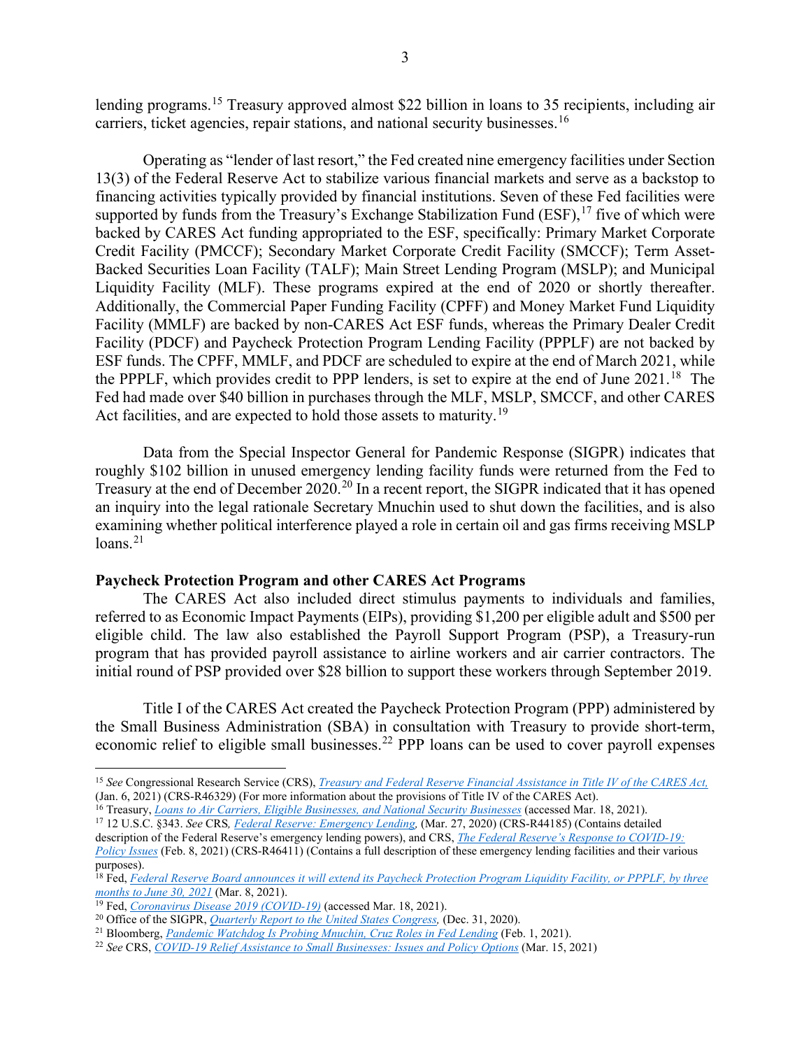lending programs.[15] Treasury approved almost $22 billion in loans to 35 recipients, including air carriers, ticket agencies, repair stations, and national security businesses.[16]

Operating as "lender of last resort," the Fed created nine emergency facilities under Section 13(3) of the Federal Reserve Act to stabilize various financial markets and serve as a backstop to financing activities typically provided by financial institutions. Seven of these Fed facilities were supported by funds from the Treasury's Exchange Stabilization Fund (ESF),[17] five of which were backed by CARES Act funding appropriated to the ESF, specifically: Primary Market Corporate Credit Facility (PMCCF); Secondary Market Corporate Credit Facility (SMCCF); Term Asset-Backed Securities Loan Facility (TALF); Main Street Lending Program (MSLP); and Municipal Liquidity Facility (MLF). These programs expired at the end of 2020 or shortly thereafter. Additionally, the Commercial Paper Funding Facility (CPFF) and Money Market Fund Liquidity Facility (MMLF) are backed by non-CARES Act ESF funds, whereas the Primary Dealer Credit Facility (PDCF) and Paycheck Protection Program Lending Facility (PPPLF) are not backed by ESF funds. The CPFF, MMLF, and PDCF are scheduled to expire at the end of March 2021, while the PPPLF, which provides credit to PPP lenders, is set to expire at the end of June 2021.[18] The Fed had made over $40 billion in purchases through the MLF, MSLP, SMCCF, and other CARES Act facilities, and are expected to hold those assets to maturity.[19]

Data from the Special Inspector General for Pandemic Response (SIGPR) indicates that roughly $102 billion in unused emergency lending facility funds were returned from the Fed to Treasury at the end of December 2020.[20] In a recent report, the SIGPR indicated that it has opened an inquiry into the legal rationale Secretary Mnuchin used to shut down the facilities, and is also examining whether political interference played a role in certain oil and gas firms receiving MSLP loans.[21]

**Paycheck Protection Program and other CARES Act Programs**

The CARES Act also included direct stimulus payments to individuals and families, referred to as Economic Impact Payments (EIPs), providing $1,200 per eligible adult and $500 per eligible child. The law also established the Payroll Support Program (PSP), a Treasury-run program that has provided payroll assistance to airline workers and air carrier contractors. The initial round of PSP provided over $28 billion to support these workers through September 2019.

Title I of the CARES Act created the Paycheck Protection Program (PPP) administered by the Small Business Administration (SBA) in consultation with Treasury to provide short-term, economic relief to eligible small businesses.[22] PPP loans can be used to cover payroll expenses

---

[15] *See* Congressional Research Service (CRS), *Treasury and Federal Reserve Financial Assistance in Title IV of the CARES Act,* (Jan. 6, 2021) (CRS-R46329) (For more information about the provisions of Title IV of the CARES Act).

[16] Treasury, *Loans to Air Carriers, Eligible Businesses, and National Security Businesses* (accessed Mar. 18, 2021).

[17] 12 U.S.C. §343. *See* CRS*, Federal Reserve: Emergency Lending,* (Mar. 27, 2020) (CRS-R44185) (Contains detailed description of the Federal Reserve's emergency lending powers), and CRS, *The Federal Reserve's Response to COVID-19: Policy Issues* (Feb. 8, 2021) (CRS-R46411) (Contains a full description of these emergency lending facilities and their various purposes).

[18] Fed, *Federal Reserve Board announces it will extend its Paycheck Protection Program Liquidity Facility, or PPPLF, by three months to June 30, 2021* (Mar. 8, 2021).

[19] Fed, *Coronavirus Disease 2019 (COVID-19)* (accessed Mar. 18, 2021).

[20] Office of the SIGPR, *Quarterly Report to the United States Congress,* (Dec. 31, 2020).

[21] Bloomberg, *Pandemic Watchdog Is Probing Mnuchin, Cruz Roles in Fed Lending* (Feb. 1, 2021).

[22] *See* CRS, *COVID-19 Relief Assistance to Small Businesses: Issues and Policy Options* (Mar. 15, 2021)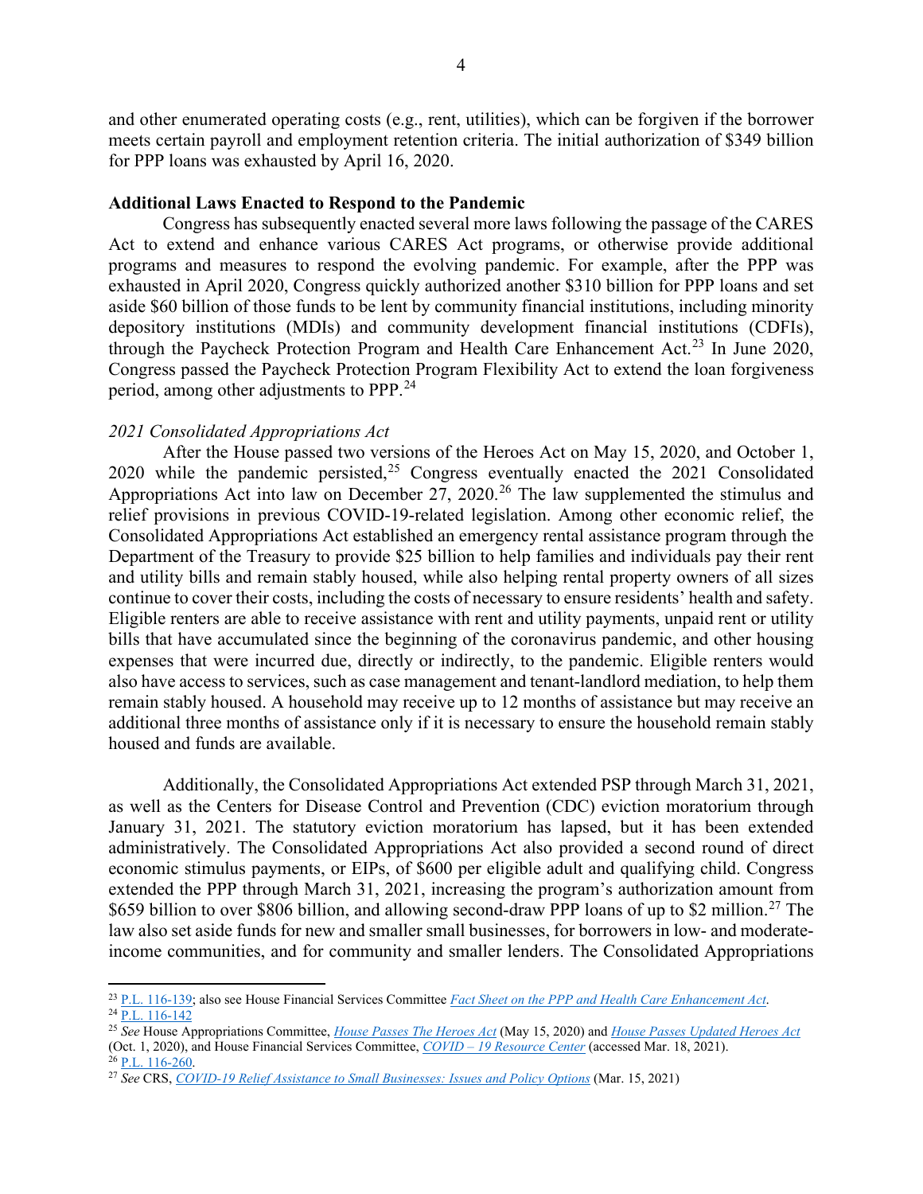and other enumerated operating costs (e.g., rent, utilities), which can be forgiven if the borrower meets certain payroll and employment retention criteria. The initial authorization of $349 billion for PPP loans was exhausted by April 16, 2020.

**Additional Laws Enacted to Respond to the Pandemic**

Congress has subsequently enacted several more laws following the passage of the CARES Act to extend and enhance various CARES Act programs, or otherwise provide additional programs and measures to respond the evolving pandemic. For example, after the PPP was exhausted in April 2020, Congress quickly authorized another $310 billion for PPP loans and set aside $60 billion of those funds to be lent by community financial institutions, including minority depository institutions (MDIs) and community development financial institutions (CDFIs), through the Paycheck Protection Program and Health Care Enhancement Act.[23] In June 2020, Congress passed the Paycheck Protection Program Flexibility Act to extend the loan forgiveness period, among other adjustments to PPP.[24]

*2021 Consolidated Appropriations Act*

After the House passed two versions of the Heroes Act on May 15, 2020, and October 1, 2020 while the pandemic persisted,[25] Congress eventually enacted the 2021 Consolidated Appropriations Act into law on December 27, 2020.[26] The law supplemented the stimulus and relief provisions in previous COVID-19-related legislation. Among other economic relief, the Consolidated Appropriations Act established an emergency rental assistance program through the Department of the Treasury to provide $25 billion to help families and individuals pay their rent and utility bills and remain stably housed, while also helping rental property owners of all sizes continue to cover their costs, including the costs of necessary to ensure residents' health and safety. Eligible renters are able to receive assistance with rent and utility payments, unpaid rent or utility bills that have accumulated since the beginning of the coronavirus pandemic, and other housing expenses that were incurred due, directly or indirectly, to the pandemic. Eligible renters would also have access to services, such as case management and tenant-landlord mediation, to help them remain stably housed. A household may receive up to 12 months of assistance but may receive an additional three months of assistance only if it is necessary to ensure the household remain stably housed and funds are available.

Additionally, the Consolidated Appropriations Act extended PSP through March 31, 2021, as well as the Centers for Disease Control and Prevention (CDC) eviction moratorium through January 31, 2021. The statutory eviction moratorium has lapsed, but it has been extended administratively. The Consolidated Appropriations Act also provided a second round of direct economic stimulus payments, or EIPs, of $600 per eligible adult and qualifying child. Congress extended the PPP through March 31, 2021, increasing the program's authorization amount from $659 billion to over $806 billion, and allowing second-draw PPP loans of up to $2 million.[27] The law also set aside funds for new and smaller small businesses, for borrowers in low- and moderate-income communities, and for community and smaller lenders. The Consolidated Appropriations

---

[23] P.L. 116-139; also see House Financial Services Committee *Fact Sheet on the PPP and Health Care Enhancement Act*.

[24] P.L. 116-142

[25] *See* House Appropriations Committee, *House Passes The Heroes Act* (May 15, 2020) and *House Passes Updated Heroes Act* (Oct. 1, 2020), and House Financial Services Committee, *COVID – 19 Resource Center* (accessed Mar. 18, 2021).

[26] P.L. 116-260.

[27] *See* CRS, *COVID-19 Relief Assistance to Small Businesses: Issues and Policy Options* (Mar. 15, 2021)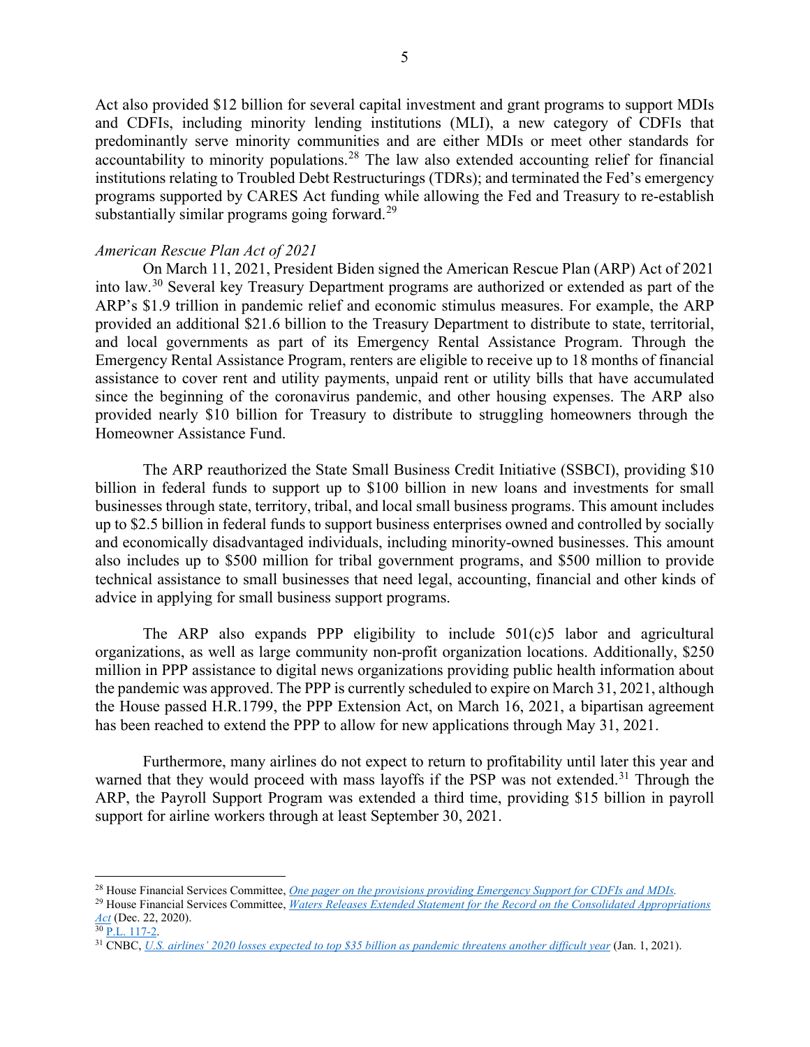Act also provided $12 billion for several capital investment and grant programs to support MDIs and CDFIs, including minority lending institutions (MLI), a new category of CDFIs that predominantly serve minority communities and are either MDIs or meet other standards for accountability to minority populations.[28] The law also extended accounting relief for financial institutions relating to Troubled Debt Restructurings (TDRs); and terminated the Fed's emergency programs supported by CARES Act funding while allowing the Fed and Treasury to re-establish substantially similar programs going forward.[29]

*American Rescue Plan Act of 2021*

On March 11, 2021, President Biden signed the American Rescue Plan (ARP) Act of 2021 into law.[30] Several key Treasury Department programs are authorized or extended as part of the ARP's $1.9 trillion in pandemic relief and economic stimulus measures. For example, the ARP provided an additional $21.6 billion to the Treasury Department to distribute to state, territorial, and local governments as part of its Emergency Rental Assistance Program. Through the Emergency Rental Assistance Program, renters are eligible to receive up to 18 months of financial assistance to cover rent and utility payments, unpaid rent or utility bills that have accumulated since the beginning of the coronavirus pandemic, and other housing expenses. The ARP also provided nearly $10 billion for Treasury to distribute to struggling homeowners through the Homeowner Assistance Fund.

The ARP reauthorized the State Small Business Credit Initiative (SSBCI), providing $10 billion in federal funds to support up to $100 billion in new loans and investments for small businesses through state, territory, tribal, and local small business programs. This amount includes up to $2.5 billion in federal funds to support business enterprises owned and controlled by socially and economically disadvantaged individuals, including minority-owned businesses. This amount also includes up to $500 million for tribal government programs, and $500 million to provide technical assistance to small businesses that need legal, accounting, financial and other kinds of advice in applying for small business support programs.

The ARP also expands PPP eligibility to include 501(c)5 labor and agricultural organizations, as well as large community non-profit organization locations. Additionally, $250 million in PPP assistance to digital news organizations providing public health information about the pandemic was approved. The PPP is currently scheduled to expire on March 31, 2021, although the House passed H.R.1799, the PPP Extension Act, on March 16, 2021, a bipartisan agreement has been reached to extend the PPP to allow for new applications through May 31, 2021.

Furthermore, many airlines do not expect to return to profitability until later this year and warned that they would proceed with mass layoffs if the PSP was not extended.[31] Through the ARP, the Payroll Support Program was extended a third time, providing $15 billion in payroll support for airline workers through at least September 30, 2021.

---

[28] House Financial Services Committee, *One pager on the provisions providing Emergency Support for CDFIs and MDIs.*

[29] House Financial Services Committee, *Waters Releases Extended Statement for the Record on the Consolidated Appropriations Act* (Dec. 22, 2020).

[30] P.L. 117-2.

[31] CNBC, *U.S. airlines' 2020 losses expected to top $35 billion as pandemic threatens another difficult year* (Jan. 1, 2021).